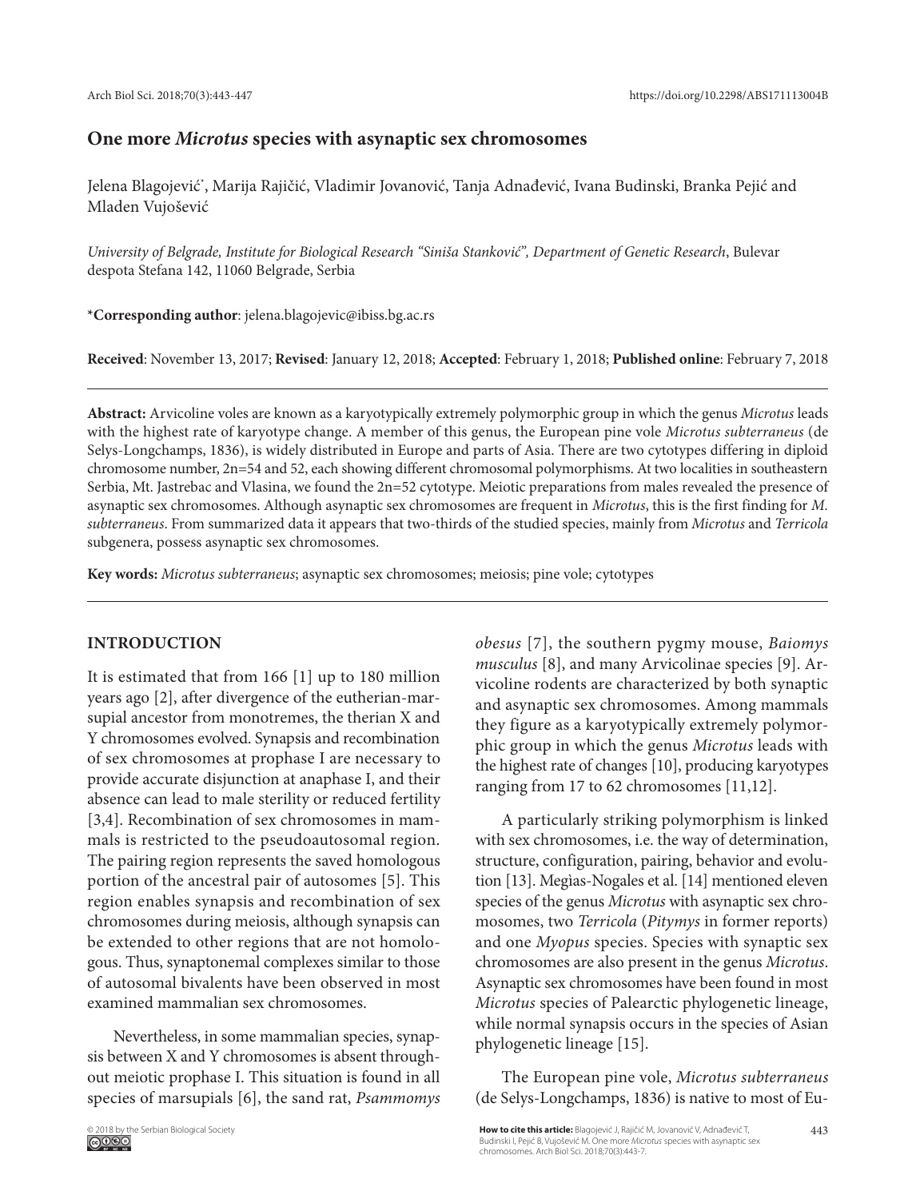# One more *Microtus* species with asynaptic sex chromosomes

Jelena Blagojević*, Marija Rajičić, Vladimir Jovanović, Tanja Adnađević, Ivana Budinski, Branka Pejić and Mladen Vujošević

*University of Belgrade, Institute for Biological Research "Siniša Stanković", Department of Genetic Research*, Bulevar despota Stefana 142, 11060 Belgrade, Serbia

***Corresponding author**: jelena.blagojevic@ibiss.bg.ac.rs

**Received**: November 13, 2017; **Revised**: January 12, 2018; **Accepted**: February 1, 2018; **Published online**: February 7, 2018

**Abstract:** Arvicoline voles are known as a karyotypically extremely polymorphic group in which the genus *Microtus* leads with the highest rate of karyotype change. A member of this genus, the European pine vole *Microtus subterraneus* (de Selys-Longchamps, 1836), is widely distributed in Europe and parts of Asia. There are two cytotypes differing in diploid chromosome number, 2n=54 and 52, each showing different chromosomal polymorphisms. At two localities in southeastern Serbia, Mt. Jastrebac and Vlasina, we found the 2n=52 cytotype. Meiotic preparations from males revealed the presence of asynaptic sex chromosomes. Although asynaptic sex chromosomes are frequent in *Microtus*, this is the first finding for *M. subterraneus*. From summarized data it appears that two-thirds of the studied species, mainly from *Microtus* and *Terricola* subgenera, possess asynaptic sex chromosomes.

**Key words:** *Microtus subterraneus*; asynaptic sex chromosomes; meiosis; pine vole; cytotypes

## INTRODUCTION

It is estimated that from 166 [1] up to 180 million years ago [2], after divergence of the eutherian-marsupial ancestor from monotremes, the therian X and Y chromosomes evolved. Synapsis and recombination of sex chromosomes at prophase I are necessary to provide accurate disjunction at anaphase I, and their absence can lead to male sterility or reduced fertility [3,4]. Recombination of sex chromosomes in mammals is restricted to the pseudoautosomal region. The pairing region represents the saved homologous portion of the ancestral pair of autosomes [5]. This region enables synapsis and recombination of sex chromosomes during meiosis, although synapsis can be extended to other regions that are not homologous. Thus, synaptonemal complexes similar to those of autosomal bivalents have been observed in most examined mammalian sex chromosomes.

Nevertheless, in some mammalian species, synapsis between X and Y chromosomes is absent throughout meiotic prophase I. This situation is found in all species of marsupials [6], the sand rat, *Psammomys obesus* [7], the southern pygmy mouse, *Baiomys musculus* [8], and many Arvicolinae species [9]. Arvicoline rodents are characterized by both synaptic and asynaptic sex chromosomes. Among mammals they figure as a karyotypically extremely polymorphic group in which the genus *Microtus* leads with the highest rate of changes [10], producing karyotypes ranging from 17 to 62 chromosomes [11,12].

A particularly striking polymorphism is linked with sex chromosomes, i.e. the way of determination, structure, configuration, pairing, behavior and evolution [13]. Megìas-Nogales et al. [14] mentioned eleven species of the genus *Microtus* with asynaptic sex chromosomes, two *Terricola* (*Pitymys* in former reports) and one *Myopus* species. Species with synaptic sex chromosomes are also present in the genus *Microtus*. Asynaptic sex chromosomes have been found in most *Microtus* species of Palearctic phylogenetic lineage, while normal synapsis occurs in the species of Asian phylogenetic lineage [15].

The European pine vole, *Microtus subterraneus* (de Selys-Longchamps, 1836) is native to most of Eu-

© 2018 by the Serbian Biological Society

**How to cite this article:** Blagojević J, Rajičić M, Jovanović V, Adnađević T, Budinski I, Pejić B, Vujošević M. One more *Microtus* species with asynaptic sex chromosomes. Arch Biol Sci. 2018;70(3):443-7.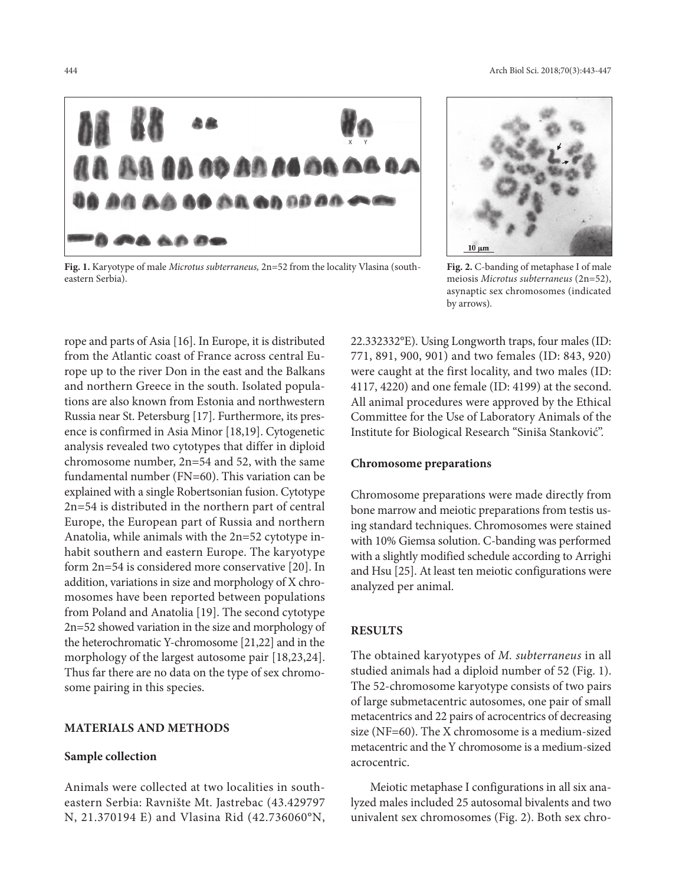**Fig. 1.** Karyotype of male *Microtus subterraneus,* 2n=52 from the locality Vlasina (southeastern Serbia).

**Fig. 2.** C-banding of metaphase I of male meiosis *Microtus subterraneus* (2n=52), asynaptic sex chromosomes (indicated by arrows).

rope and parts of Asia [16]. In Europe, it is distributed from the Atlantic coast of France across central Europe up to the river Don in the east and the Balkans and northern Greece in the south. Isolated populations are also known from Estonia and northwestern Russia near St. Petersburg [17]. Furthermore, its presence is confirmed in Asia Minor [18,19]. Cytogenetic analysis revealed two cytotypes that differ in diploid chromosome number, 2n=54 and 52, with the same fundamental number (FN=60). This variation can be explained with a single Robertsonian fusion. Cytotype 2n=54 is distributed in the northern part of central Europe, the European part of Russia and northern Anatolia, while animals with the 2n=52 cytotype inhabit southern and eastern Europe. The karyotype form 2n=54 is considered more conservative [20]. In addition, variations in size and morphology of X chromosomes have been reported between populations from Poland and Anatolia [19]. The second cytotype 2n=52 showed variation in the size and morphology of the heterochromatic Y-chromosome [21,22] and in the morphology of the largest autosome pair [18,23,24]. Thus far there are no data on the type of sex chromosome pairing in this species.

## MATERIALS AND METHODS

### Sample collection

Animals were collected at two localities in southeastern Serbia: Ravnište Mt. Jastrebac (43.429797 N, 21.370194 E) and Vlasina Rid (42.736060°N, 22.332332°E). Using Longworth traps, four males (ID: 771, 891, 900, 901) and two females (ID: 843, 920) were caught at the first locality, and two males (ID: 4117, 4220) and one female (ID: 4199) at the second. All animal procedures were approved by the Ethical Committee for the Use of Laboratory Animals of the Institute for Biological Research "Siniša Stanković".

### Chromosome preparations

Chromosome preparations were made directly from bone marrow and meiotic preparations from testis using standard techniques. Chromosomes were stained with 10% Giemsa solution. C-banding was performed with a slightly modified schedule according to Arrighi and Hsu [25]. At least ten meiotic configurations were analyzed per animal.

## RESULTS

The obtained karyotypes of *M. subterraneus* in all studied animals had a diploid number of 52 (Fig. 1). The 52-chromosome karyotype consists of two pairs of large submetacentric autosomes, one pair of small metacentrics and 22 pairs of acrocentrics of decreasing size (NF=60). The X chromosome is a medium-sized metacentric and the Y chromosome is a medium-sized acrocentric.

Meiotic metaphase I configurations in all six analyzed males included 25 autosomal bivalents and two univalent sex chromosomes (Fig. 2). Both sex chro-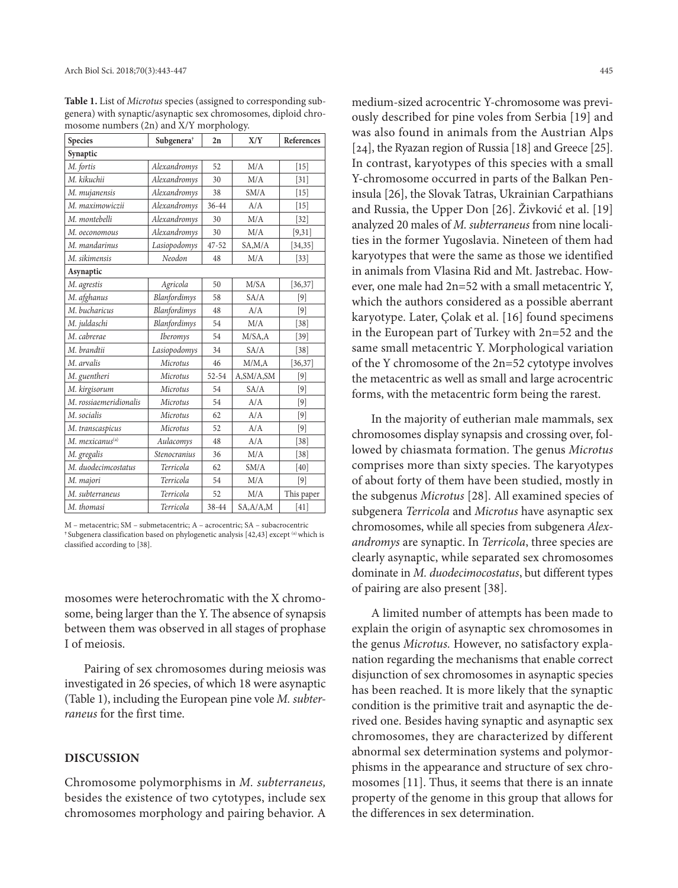**Table 1.** List of *Microtus* species (assigned to corresponding subgenera) with synaptic/asynaptic sex chromosomes, diploid chromosome numbers (2n) and X/Y morphology.

| Species | Subgenera† | 2n | X/Y | References |
|---|---|---|---|---|
| **Synaptic** | | | | |
| *M. fortis* | *Alexandromys* | 52 | M/A | [15] |
| *M. kikuchii* | *Alexandromys* | 30 | M/A | [31] |
| *M. mujanensis* | *Alexandromys* | 38 | SM/A | [15] |
| *M. maximowiczii* | *Alexandromys* | 36-44 | A/A | [15] |
| *M. montebelli* | *Alexandromys* | 30 | M/A | [32] |
| *M. oeconomous* | *Alexandromys* | 30 | M/A | [9,31] |
| *M. mandarinus* | *Lasiopodomys* | 47-52 | SA,M/A | [34,35] |
| *M. sikimensis* | *Neodon* | 48 | M/A | [33] |
| **Asynaptic** | | | | |
| *M. agrestis* | *Agricola* | 50 | M/SA | [36,37] |
| *M. afghanus* | *Blanfordimys* | 58 | SA/A | [9] |
| *M. bucharicus* | *Blanfordimys* | 48 | A/A | [9] |
| *M. juldaschi* | *Blanfordimys* | 54 | M/A | [38] |
| *M. cabrerae* | *Iberomys* | 54 | M/SA,A | [39] |
| *M. brandtii* | *Lasiopodomys* | 34 | SA/A | [38] |
| *M. arvalis* | *Microtus* | 46 | M/M,A | [36,37] |
| *M. guentheri* | *Microtus* | 52-54 | A,SM/A,SM | [9] |
| *M. kirgisorum* | *Microtus* | 54 | SA/A | [9] |
| *M. rossiaemeridionalis* | *Microtus* | 54 | A/A | [9] |
| *M. socialis* | *Microtus* | 62 | A/A | [9] |
| *M. transcaspicus* | *Microtus* | 52 | A/A | [9] |
| *M. mexicanus*[(a)] | *Aulacomys* | 48 | A/A | [38] |
| *M. gregalis* | *Stenocranius* | 36 | M/A | [38] |
| *M. duodecimcostatus* | *Terricola* | 62 | SM/A | [40] |
| *M. majori* | *Terricola* | 54 | M/A | [9] |
| *M. subterraneus* | *Terricola* | 52 | M/A | This paper |
| *M. thomasi* | *Terricola* | 38-44 | SA,A/A,M | [41] |

M – metacentric; SM – submetacentric; A – acrocentric; SA – subacrocentric
† Subgenera classification based on phylogenetic analysis [42,43] except [(a)] which is classified according to [38].

mosomes were heterochromatic with the X chromosome, being larger than the Y. The absence of synapsis between them was observed in all stages of prophase I of meiosis.

Pairing of sex chromosomes during meiosis was investigated in 26 species, of which 18 were asynaptic (Table 1), including the European pine vole *M. subterraneus* for the first time.

## DISCUSSION

Chromosome polymorphisms in *M. subterraneus*, besides the existence of two cytotypes, include sex chromosomes morphology and pairing behavior. A medium-sized acrocentric Y-chromosome was previously described for pine voles from Serbia [19] and was also found in animals from the Austrian Alps [24], the Ryazan region of Russia [18] and Greece [25]. In contrast, karyotypes of this species with a small Y-chromosome occurred in parts of the Balkan Peninsula [26], the Slovak Tatras, Ukrainian Carpathians and Russia, the Upper Don [26]. Živković et al. [19] analyzed 20 males of *M. subterraneus* from nine localities in the former Yugoslavia. Nineteen of them had karyotypes that were the same as those we identified in animals from Vlasina Rid and Mt. Jastrebac. However, one male had 2n=52 with a small metacentric Y, which the authors considered as a possible aberrant karyotype. Later, Çolak et al. [16] found specimens in the European part of Turkey with 2n=52 and the same small metacentric Y. Morphological variation of the Y chromosome of the 2n=52 cytotype involves the metacentric as well as small and large acrocentric forms, with the metacentric form being the rarest.

In the majority of eutherian male mammals, sex chromosomes display synapsis and crossing over, followed by chiasmata formation. The genus *Microtus* comprises more than sixty species. The karyotypes of about forty of them have been studied, mostly in the subgenus *Microtus* [28]. All examined species of subgenera *Terricola* and *Microtus* have asynaptic sex chromosomes, while all species from subgenera *Alexandromys* are synaptic. In *Terricola*, three species are clearly asynaptic, while separated sex chromosomes dominate in *M. duodecimocostatus*, but different types of pairing are also present [38].

A limited number of attempts has been made to explain the origin of asynaptic sex chromosomes in the genus *Microtus*. However, no satisfactory explanation regarding the mechanisms that enable correct disjunction of sex chromosomes in asynaptic species has been reached. It is more likely that the synaptic condition is the primitive trait and asynaptic the derived one. Besides having synaptic and asynaptic sex chromosomes, they are characterized by different abnormal sex determination systems and polymorphisms in the appearance and structure of sex chromosomes [11]. Thus, it seems that there is an innate property of the genome in this group that allows for the differences in sex determination.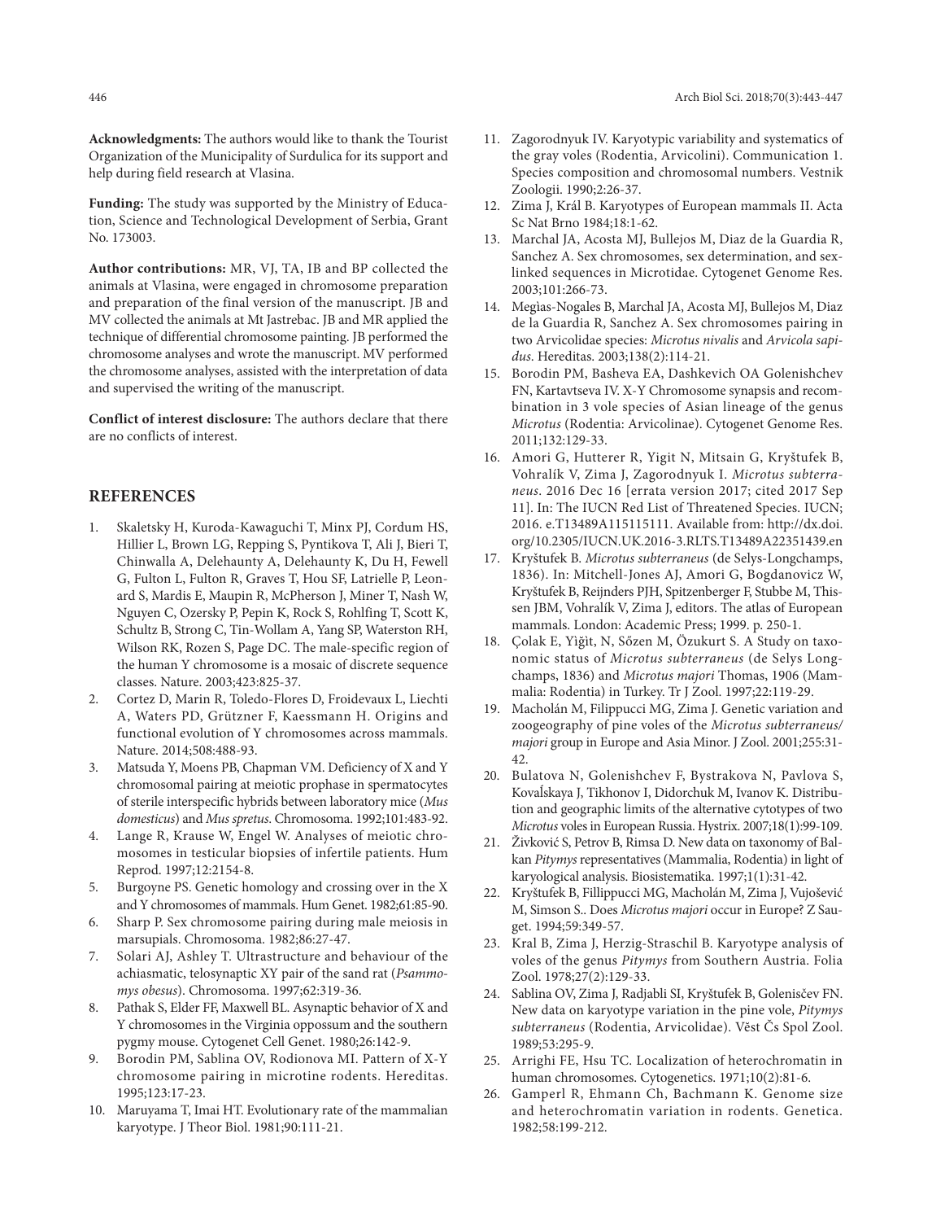**Acknowledgments:** The authors would like to thank the Tourist Organization of the Municipality of Surdulica for its support and help during field research at Vlasina.

**Funding:** The study was supported by the Ministry of Education, Science and Technological Development of Serbia, Grant No. 173003.

**Author contributions:** MR, VJ, TA, IB and BP collected the animals at Vlasina, were engaged in chromosome preparation and preparation of the final version of the manuscript. JB and MV collected the animals at Mt Jastrebac. JB and MR applied the technique of differential chromosome painting. JB performed the chromosome analyses and wrote the manuscript. MV performed the chromosome analyses, assisted with the interpretation of data and supervised the writing of the manuscript.

**Conflict of interest disclosure:** The authors declare that there are no conflicts of interest.

## REFERENCES

1. Skaletsky H, Kuroda-Kawaguchi T, Minx PJ, Cordum HS, Hillier L, Brown LG, Repping S, Pyntikova T, Ali J, Bieri T, Chinwalla A, Delehaunty A, Delehaunty K, Du H, Fewell G, Fulton L, Fulton R, Graves T, Hou SF, Latrielle P, Leonard S, Mardis E, Maupin R, McPherson J, Miner T, Nash W, Nguyen C, Ozersky P, Pepin K, Rock S, Rohlfing T, Scott K, Schultz B, Strong C, Tin-Wollam A, Yang SP, Waterston RH, Wilson RK, Rozen S, Page DC. The male-specific region of the human Y chromosome is a mosaic of discrete sequence classes. Nature. 2003;423:825-37.
2. Cortez D, Marin R, Toledo-Flores D, Froidevaux L, Liechti A, Waters PD, Grützner F, Kaessmann H. Origins and functional evolution of Y chromosomes across mammals. Nature. 2014;508:488-93.
3. Matsuda Y, Moens PB, Chapman VM. Deficiency of X and Y chromosomal pairing at meiotic prophase in spermatocytes of sterile interspecific hybrids between laboratory mice (*Mus domesticus*) and *Mus spretus*. Chromosoma. 1992;101:483-92.
4. Lange R, Krause W, Engel W. Analyses of meiotic chromosomes in testicular biopsies of infertile patients. Hum Reprod. 1997;12:2154-8.
5. Burgoyne PS. Genetic homology and crossing over in the X and Y chromosomes of mammals. Hum Genet. 1982;61:85-90.
6. Sharp P. Sex chromosome pairing during male meiosis in marsupials. Chromosoma. 1982;86:27-47.
7. Solari AJ, Ashley T. Ultrastructure and behaviour of the achiasmatic, telosynaptic XY pair of the sand rat (*Psammomys obesus*). Chromosoma. 1997;62:319-36.
8. Pathak S, Elder FF, Maxwell BL. Asynaptic behavior of X and Y chromosomes in the Virginia oppossum and the southern pygmy mouse. Cytogenet Cell Genet. 1980;26:142-9.
9. Borodin PM, Sablina OV, Rodionova MI. Pattern of X-Y chromosome pairing in microtine rodents. Hereditas. 1995;123:17-23.
10. Maruyama T, Imai HT. Evolutionary rate of the mammalian karyotype. J Theor Biol. 1981;90:111-21.
11. Zagorodnyuk IV. Karyotypic variability and systematics of the gray voles (Rodentia, Arvicolini). Communication 1. Species composition and chromosomal numbers. Vestnik Zoologii. 1990;2:26-37.
12. Zima J, Král B. Karyotypes of European mammals II. Acta Sc Nat Brno 1984;18:1-62.
13. Marchal JA, Acosta MJ, Bullejos M, Diaz de la Guardia R, Sanchez A. Sex chromosomes, sex determination, and sex-linked sequences in Microtidae. Cytogenet Genome Res. 2003;101:266-73.
14. Megìas-Nogales B, Marchal JA, Acosta MJ, Bullejos M, Diaz de la Guardia R, Sanchez A. Sex chromosomes pairing in two Arvicolidae species: *Microtus nivalis* and *Arvicola sapidus*. Hereditas. 2003;138(2):114-21.
15. Borodin PM, Basheva EA, Dashkevich OA Golenishchev FN, Kartavtseva IV. X-Y Chromosome synapsis and recombination in 3 vole species of Asian lineage of the genus *Microtus* (Rodentia: Arvicolinae). Cytogenet Genome Res. 2011;132:129-33.
16. Amori G, Hutterer R, Yigit N, Mitsain G, Kryštufek B, Vohralík V, Zima J, Zagorodnyuk I. *Microtus subterraneus*. 2016 Dec 16 [errata version 2017; cited 2017 Sep 11]. In: The IUCN Red List of Threatened Species. IUCN; 2016. e.T13489A115115111. Available from: http://dx.doi.org/10.2305/IUCN.UK.2016-3.RLTS.T13489A22351439.en
17. Kryštufek B. *Microtus subterraneus* (de Selys-Longchamps, 1836). In: Mitchell-Jones AJ, Amori G, Bogdanovicz W, Kryštufek B, Reijnders PJH, Spitzenberger F, Stubbe M, Thissen JBM, Vohralík V, Zima J, editors. The atlas of European mammals. London: Academic Press; 1999. p. 250-1.
18. Çolak E, Yìğit, N, Sőzen M, Őzukurt S. A Study on taxonomic status of *Microtus subterraneus* (de Selys Longchamps, 1836) and *Microtus majori* Thomas, 1906 (Mammalia: Rodentia) in Turkey. Tr J Zool. 1997;22:119-29.
19. Macholán M, Filippucci MG, Zima J. Genetic variation and zoogeography of pine voles of the *Microtus subterraneus/majori* group in Europe and Asia Minor. J Zool. 2001;255:31-42.
20. Bulatova N, Golenishchev F, Bystrakova N, Pavlova S, Kovaĺskaya J, Tikhonov I, Didorchuk M, Ivanov K. Distribution and geographic limits of the alternative cytotypes of two *Microtus* voles in European Russia. Hystrix. 2007;18(1):99-109.
21. Živković S, Petrov B, Rimsa D. New data on taxonomy of Balkan *Pitymys* representatives (Mammalia, Rodentia) in light of karyological analysis. Biosistematika. 1997;1(1):31-42.
22. Kryštufek B, Fillippucci MG, Macholán M, Zima J, Vujošević M, Simson S.. Does *Microtus majori* occur in Europe? Z Sauget. 1994;59:349-57.
23. Kral B, Zima J, Herzig-Straschil B. Karyotype analysis of voles of the genus *Pitymys* from Southern Austria. Folia Zool. 1978;27(2):129-33.
24. Sablina OV, Zima J, Radjabli SI, Kryštufek B, Golenisčev FN. New data on karyotype variation in the pine vole, *Pitymys subterraneus* (Rodentia, Arvicolidae). Věst Čs Spol Zool. 1989;53:295-9.
25. Arrighi FE, Hsu TC. Localization of heterochromatin in human chromosomes. Cytogenetics. 1971;10(2):81-6.
26. Gamperl R, Ehmann Ch, Bachmann K. Genome size and heterochromatin variation in rodents. Genetica. 1982;58:199-212.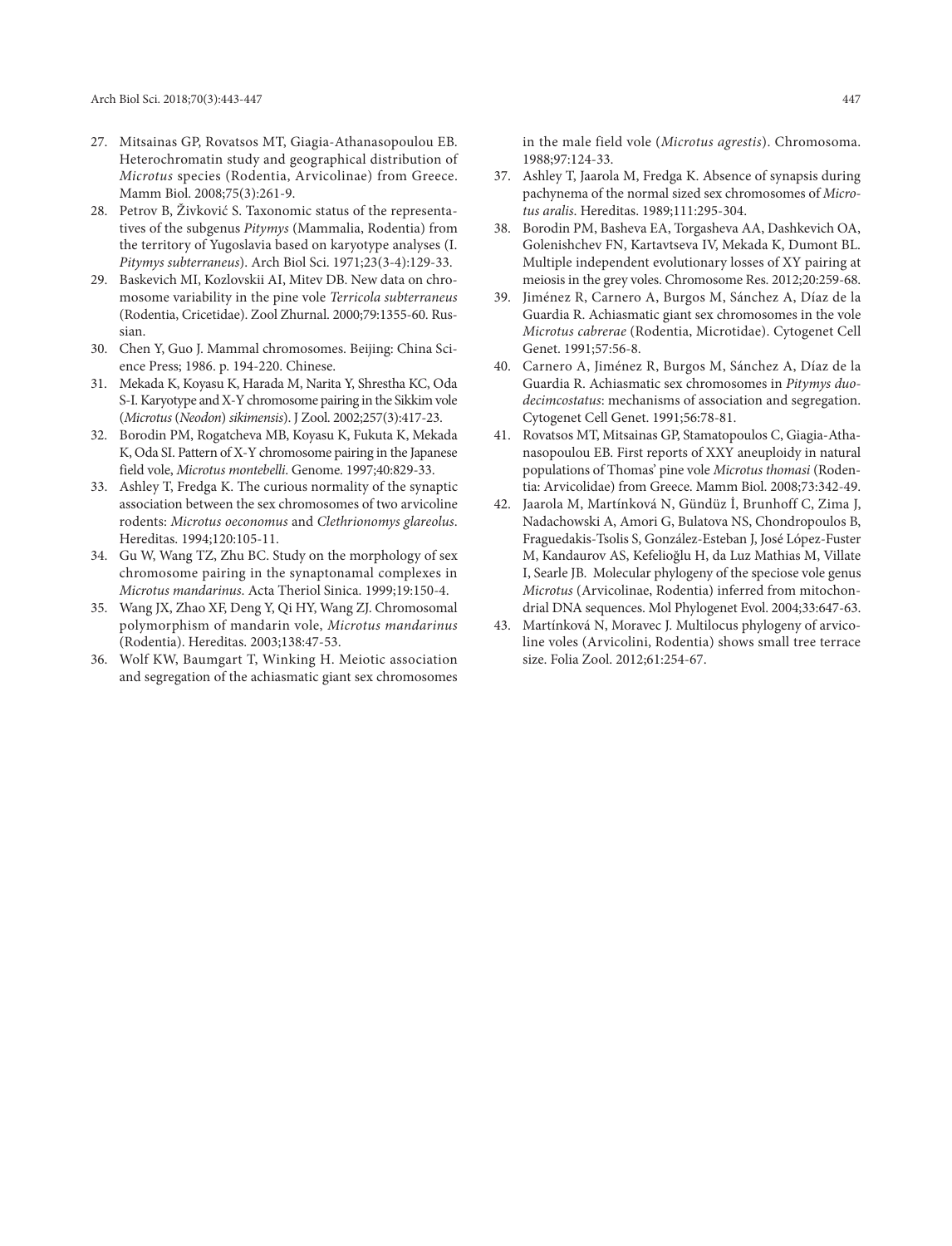27. Mitsainas GP, Rovatsos MT, Giagia-Athanasopoulou EB. Heterochromatin study and geographical distribution of *Microtus* species (Rodentia, Arvicolinae) from Greece. Mamm Biol. 2008;75(3):261-9.
28. Petrov B, Živković S. Taxonomic status of the representatives of the subgenus *Pitymys* (Mammalia, Rodentia) from the territory of Yugoslavia based on karyotype analyses (I. *Pitymys subterraneus*). Arch Biol Sci. 1971;23(3-4):129-33.
29. Baskevich MI, Kozlovskii AI, Mitev DB. New data on chromosome variability in the pine vole *Terricola subterraneus* (Rodentia, Cricetidae). Zool Zhurnal. 2000;79:1355-60. Russian.
30. Chen Y, Guo J. Mammal chromosomes. Beijing: China Science Press; 1986. p. 194-220. Chinese.
31. Mekada K, Koyasu K, Harada M, Narita Y, Shrestha KC, Oda S-I. Karyotype and X-Y chromosome pairing in the Sikkim vole (*Microtus* (*Neodon*) *sikimensis*). J Zool. 2002;257(3):417-23.
32. Borodin PM, Rogatcheva MB, Koyasu K, Fukuta K, Mekada K, Oda SI. Pattern of X-Y chromosome pairing in the Japanese field vole, *Microtus montebelli*. Genome. 1997;40:829-33.
33. Ashley T, Fredga K. The curious normality of the synaptic association between the sex chromosomes of two arvicoline rodents: *Microtus oeconomus* and *Clethrionomys glareolus*. Hereditas. 1994;120:105-11.
34. Gu W, Wang TZ, Zhu BC. Study on the morphology of sex chromosome pairing in the synaptonamal complexes in *Microtus mandarinus*. Acta Theriol Sinica. 1999;19:150-4.
35. Wang JX, Zhao XF, Deng Y, Qi HY, Wang ZJ. Chromosomal polymorphism of mandarin vole, *Microtus mandarinus* (Rodentia). Hereditas. 2003;138:47-53.
36. Wolf KW, Baumgart T, Winking H. Meiotic association and segregation of the achiasmatic giant sex chromosomes in the male field vole (*Microtus agrestis*). Chromosoma. 1988;97:124-33.
37. Ashley T, Jaarola M, Fredga K. Absence of synapsis during pachynema of the normal sized sex chromosomes of *Microtus aralis*. Hereditas. 1989;111:295-304.
38. Borodin PM, Basheva EA, Torgasheva AA, Dashkevich OA, Golenishchev FN, Kartavtseva IV, Mekada K, Dumont BL. Multiple independent evolutionary losses of XY pairing at meiosis in the grey voles. Chromosome Res. 2012;20:259-68.
39. Jiménez R, Carnero A, Burgos M, Sánchez A, Díaz de la Guardia R. Achiasmatic giant sex chromosomes in the vole *Microtus cabrerae* (Rodentia, Microtidae). Cytogenet Cell Genet. 1991;57:56-8.
40. Carnero A, Jiménez R, Burgos M, Sánchez A, Díaz de la Guardia R. Achiasmatic sex chromosomes in *Pitymys duodecimcostatus*: mechanisms of association and segregation. Cytogenet Cell Genet. 1991;56:78-81.
41. Rovatsos MT, Mitsainas GP, Stamatopoulos C, Giagia-Athanasopoulou EB. First reports of XXY aneuploidy in natural populations of Thomas' pine vole *Microtus thomasi* (Rodentia: Arvicolidae) from Greece. Mamm Biol. 2008;73:342-49.
42. Jaarola M, Martínková N, Gündüz İ, Brunhoff C, Zima J, Nadachowski A, Amori G, Bulatova NS, Chondropoulos B, Fraguedakis-Tsolis S, González-Esteban J, José López-Fuster M, Kandaurov AS, Kefelioğlu H, da Luz Mathias M, Villate I, Searle JB. Molecular phylogeny of the speciose vole genus *Microtus* (Arvicolinae, Rodentia) inferred from mitochondrial DNA sequences. Mol Phylogenet Evol. 2004;33:647-63.
43. Martínková N, Moravec J. Multilocus phylogeny of arvicoline voles (Arvicolini, Rodentia) shows small tree terrace size. Folia Zool. 2012;61:254-67.